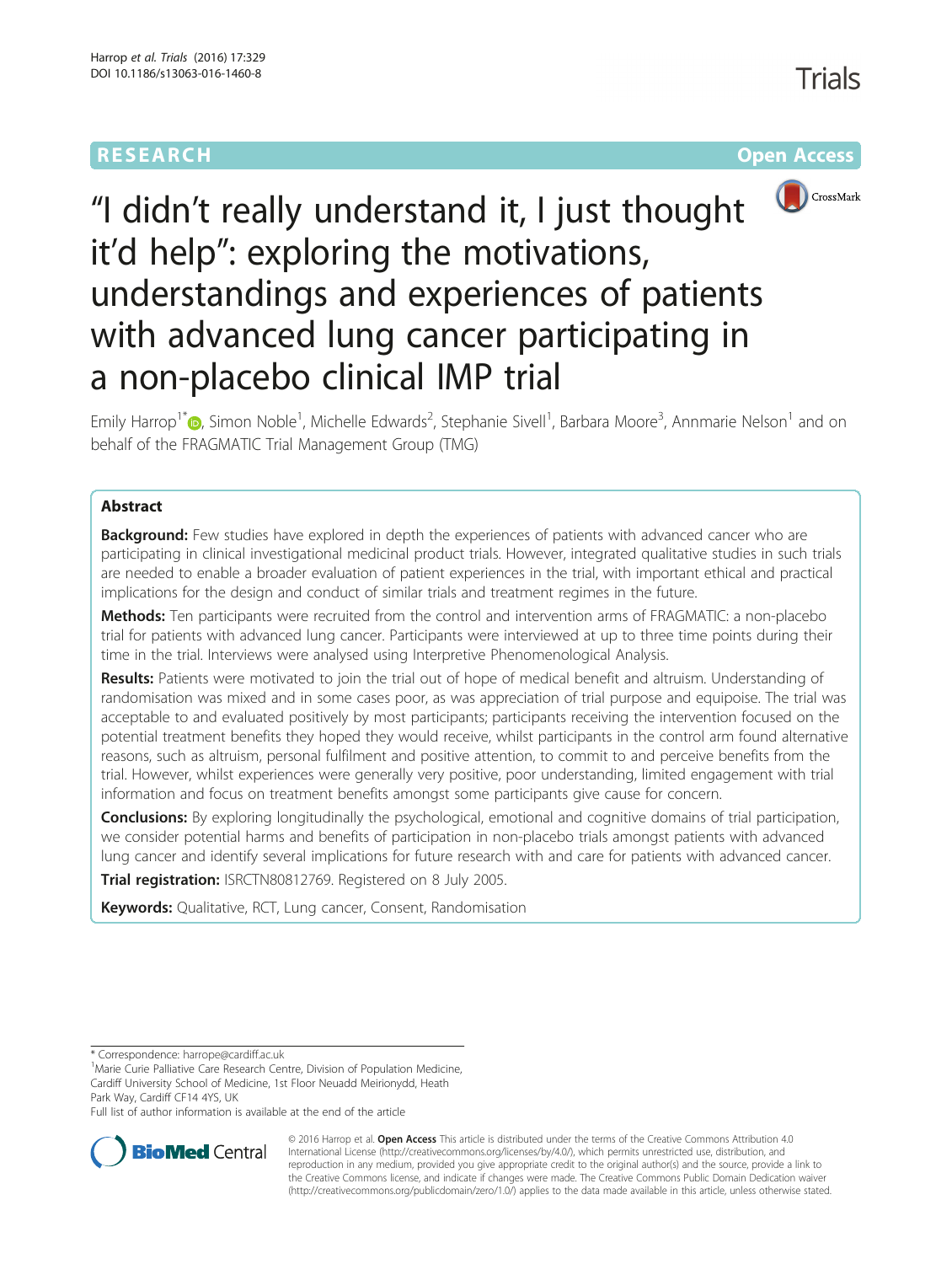RESEARCH **Open Access**

# "I didn't really understand it, I just thought it'd help": exploring the motivations, understandings and experiences of patients with advanced lung cancer participating in a non-placebo clinical IMP trial

Emily Harrop[1*], Simon Noble[1], Michelle Edwards[2], Stephanie Sivell[1], Barbara Moore[3], Annmarie Nelson[1] and on behalf of the FRAGMATIC Trial Management Group (TMG)

## Abstract

**Background:** Few studies have explored in depth the experiences of patients with advanced cancer who are participating in clinical investigational medicinal product trials. However, integrated qualitative studies in such trials are needed to enable a broader evaluation of patient experiences in the trial, with important ethical and practical implications for the design and conduct of similar trials and treatment regimes in the future.

**Methods:** Ten participants were recruited from the control and intervention arms of FRAGMATIC: a non-placebo trial for patients with advanced lung cancer. Participants were interviewed at up to three time points during their time in the trial. Interviews were analysed using Interpretive Phenomenological Analysis.

**Results:** Patients were motivated to join the trial out of hope of medical benefit and altruism. Understanding of randomisation was mixed and in some cases poor, as was appreciation of trial purpose and equipoise. The trial was acceptable to and evaluated positively by most participants; participants receiving the intervention focused on the potential treatment benefits they hoped they would receive, whilst participants in the control arm found alternative reasons, such as altruism, personal fulfilment and positive attention, to commit to and perceive benefits from the trial. However, whilst experiences were generally very positive, poor understanding, limited engagement with trial information and focus on treatment benefits amongst some participants give cause for concern.

**Conclusions:** By exploring longitudinally the psychological, emotional and cognitive domains of trial participation, we consider potential harms and benefits of participation in non-placebo trials amongst patients with advanced lung cancer and identify several implications for future research with and care for patients with advanced cancer.

**Trial registration:** ISRCTN80812769. Registered on 8 July 2005.

**Keywords:** Qualitative, RCT, Lung cancer, Consent, Randomisation

---

* Correspondence: harrope@cardiff.ac.uk

[1]Marie Curie Palliative Care Research Centre, Division of Population Medicine, Cardiff University School of Medicine, 1st Floor Neuadd Meirionydd, Heath Park Way, Cardiff CF14 4YS, UK

Full list of author information is available at the end of the article

© 2016 Harrop et al. **Open Access** This article is distributed under the terms of the Creative Commons Attribution 4.0 International License (http://creativecommons.org/licenses/by/4.0/), which permits unrestricted use, distribution, and reproduction in any medium, provided you give appropriate credit to the original author(s) and the source, provide a link to the Creative Commons license, and indicate if changes were made. The Creative Commons Public Domain Dedication waiver (http://creativecommons.org/publicdomain/zero/1.0/) applies to the data made available in this article, unless otherwise stated.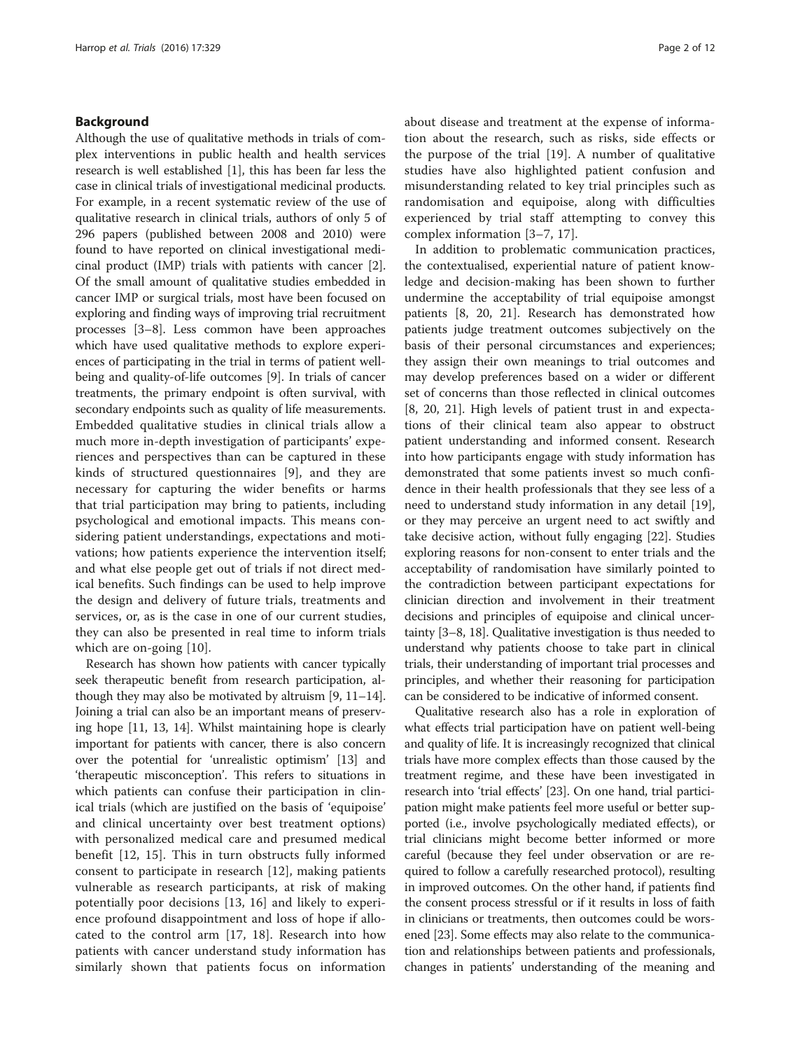## Background

Although the use of qualitative methods in trials of complex interventions in public health and health services research is well established [1], this has been far less the case in clinical trials of investigational medicinal products. For example, in a recent systematic review of the use of qualitative research in clinical trials, authors of only 5 of 296 papers (published between 2008 and 2010) were found to have reported on clinical investigational medicinal product (IMP) trials with patients with cancer [2]. Of the small amount of qualitative studies embedded in cancer IMP or surgical trials, most have been focused on exploring and finding ways of improving trial recruitment processes [3–8]. Less common have been approaches which have used qualitative methods to explore experiences of participating in the trial in terms of patient wellbeing and quality-of-life outcomes [9]. In trials of cancer treatments, the primary endpoint is often survival, with secondary endpoints such as quality of life measurements. Embedded qualitative studies in clinical trials allow a much more in-depth investigation of participants' experiences and perspectives than can be captured in these kinds of structured questionnaires [9], and they are necessary for capturing the wider benefits or harms that trial participation may bring to patients, including psychological and emotional impacts. This means considering patient understandings, expectations and motivations; how patients experience the intervention itself; and what else people get out of trials if not direct medical benefits. Such findings can be used to help improve the design and delivery of future trials, treatments and services, or, as is the case in one of our current studies, they can also be presented in real time to inform trials which are on-going [10].

Research has shown how patients with cancer typically seek therapeutic benefit from research participation, although they may also be motivated by altruism [9, 11–14]. Joining a trial can also be an important means of preserving hope [11, 13, 14]. Whilst maintaining hope is clearly important for patients with cancer, there is also concern over the potential for 'unrealistic optimism' [13] and 'therapeutic misconception'. This refers to situations in which patients can confuse their participation in clinical trials (which are justified on the basis of 'equipoise' and clinical uncertainty over best treatment options) with personalized medical care and presumed medical benefit [12, 15]. This in turn obstructs fully informed consent to participate in research [12], making patients vulnerable as research participants, at risk of making potentially poor decisions [13, 16] and likely to experience profound disappointment and loss of hope if allocated to the control arm [17, 18]. Research into how patients with cancer understand study information has similarly shown that patients focus on information about disease and treatment at the expense of information about the research, such as risks, side effects or the purpose of the trial [19]. A number of qualitative studies have also highlighted patient confusion and misunderstanding related to key trial principles such as randomisation and equipoise, along with difficulties experienced by trial staff attempting to convey this complex information [3–7, 17].

In addition to problematic communication practices, the contextualised, experiential nature of patient knowledge and decision-making has been shown to further undermine the acceptability of trial equipoise amongst patients [8, 20, 21]. Research has demonstrated how patients judge treatment outcomes subjectively on the basis of their personal circumstances and experiences; they assign their own meanings to trial outcomes and may develop preferences based on a wider or different set of concerns than those reflected in clinical outcomes [8, 20, 21]. High levels of patient trust in and expectations of their clinical team also appear to obstruct patient understanding and informed consent. Research into how participants engage with study information has demonstrated that some patients invest so much confidence in their health professionals that they see less of a need to understand study information in any detail [19], or they may perceive an urgent need to act swiftly and take decisive action, without fully engaging [22]. Studies exploring reasons for non-consent to enter trials and the acceptability of randomisation have similarly pointed to the contradiction between participant expectations for clinician direction and involvement in their treatment decisions and principles of equipoise and clinical uncertainty [3–8, 18]. Qualitative investigation is thus needed to understand why patients choose to take part in clinical trials, their understanding of important trial processes and principles, and whether their reasoning for participation can be considered to be indicative of informed consent.

Qualitative research also has a role in exploration of what effects trial participation have on patient well-being and quality of life. It is increasingly recognized that clinical trials have more complex effects than those caused by the treatment regime, and these have been investigated in research into 'trial effects' [23]. On one hand, trial participation might make patients feel more useful or better supported (i.e., involve psychologically mediated effects), or trial clinicians might become better informed or more careful (because they feel under observation or are required to follow a carefully researched protocol), resulting in improved outcomes. On the other hand, if patients find the consent process stressful or if it results in loss of faith in clinicians or treatments, then outcomes could be worsened [23]. Some effects may also relate to the communication and relationships between patients and professionals, changes in patients' understanding of the meaning and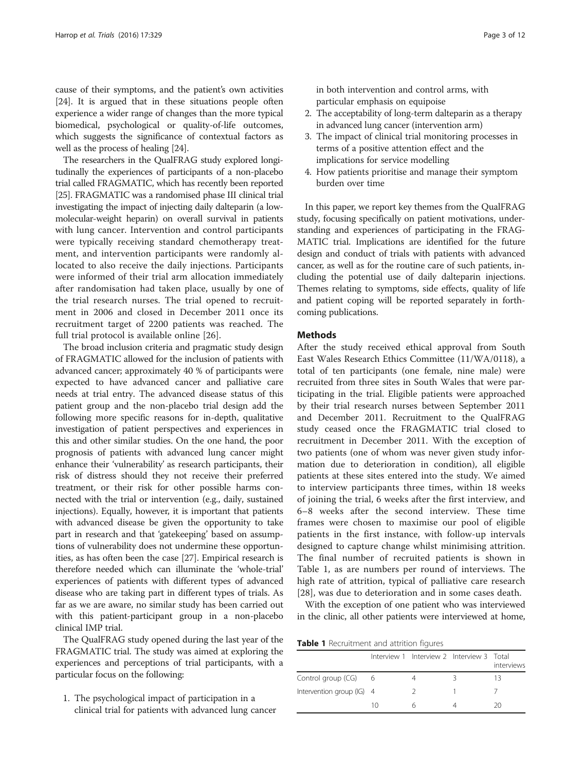cause of their symptoms, and the patient's own activities [24]. It is argued that in these situations people often experience a wider range of changes than the more typical biomedical, psychological or quality-of-life outcomes, which suggests the significance of contextual factors as well as the process of healing [24].

The researchers in the QualFRAG study explored longitudinally the experiences of participants of a non-placebo trial called FRAGMATIC, which has recently been reported [25]. FRAGMATIC was a randomised phase III clinical trial investigating the impact of injecting daily dalteparin (a low-molecular-weight heparin) on overall survival in patients with lung cancer. Intervention and control participants were typically receiving standard chemotherapy treatment, and intervention participants were randomly allocated to also receive the daily injections. Participants were informed of their trial arm allocation immediately after randomisation had taken place, usually by one of the trial research nurses. The trial opened to recruitment in 2006 and closed in December 2011 once its recruitment target of 2200 patients was reached. The full trial protocol is available online [26].

The broad inclusion criteria and pragmatic study design of FRAGMATIC allowed for the inclusion of patients with advanced cancer; approximately 40 % of participants were expected to have advanced cancer and palliative care needs at trial entry. The advanced disease status of this patient group and the non-placebo trial design add the following more specific reasons for in-depth, qualitative investigation of patient perspectives and experiences in this and other similar studies. On the one hand, the poor prognosis of patients with advanced lung cancer might enhance their 'vulnerability' as research participants, their risk of distress should they not receive their preferred treatment, or their risk for other possible harms connected with the trial or intervention (e.g., daily, sustained injections). Equally, however, it is important that patients with advanced disease be given the opportunity to take part in research and that 'gatekeeping' based on assumptions of vulnerability does not undermine these opportunities, as has often been the case [27]. Empirical research is therefore needed which can illuminate the 'whole-trial' experiences of patients with different types of advanced disease who are taking part in different types of trials. As far as we are aware, no similar study has been carried out with this patient-participant group in a non-placebo clinical IMP trial.

The QualFRAG study opened during the last year of the FRAGMATIC trial. The study was aimed at exploring the experiences and perceptions of trial participants, with a particular focus on the following:

1. The psychological impact of participation in a clinical trial for patients with advanced lung cancer in both intervention and control arms, with particular emphasis on equipoise
2. The acceptability of long-term dalteparin as a therapy in advanced lung cancer (intervention arm)
3. The impact of clinical trial monitoring processes in terms of a positive attention effect and the implications for service modelling
4. How patients prioritise and manage their symptom burden over time

In this paper, we report key themes from the QualFRAG study, focusing specifically on patient motivations, understanding and experiences of participating in the FRAGMATIC trial. Implications are identified for the future design and conduct of trials with patients with advanced cancer, as well as for the routine care of such patients, including the potential use of daily dalteparin injections. Themes relating to symptoms, side effects, quality of life and patient coping will be reported separately in forthcoming publications.

## Methods

After the study received ethical approval from South East Wales Research Ethics Committee (11/WA/0118), a total of ten participants (one female, nine male) were recruited from three sites in South Wales that were participating in the trial. Eligible patients were approached by their trial research nurses between September 2011 and December 2011. Recruitment to the QualFRAG study ceased once the FRAGMATIC trial closed to recruitment in December 2011. With the exception of two patients (one of whom was never given study information due to deterioration in condition), all eligible patients at these sites entered into the study. We aimed to interview participants three times, within 18 weeks of joining the trial, 6 weeks after the first interview, and 6–8 weeks after the second interview. These time frames were chosen to maximise our pool of eligible patients in the first instance, with follow-up intervals designed to capture change whilst minimising attrition. The final number of recruited patients is shown in Table 1, as are numbers per round of interviews. The high rate of attrition, typical of palliative care research [28], was due to deterioration and in some cases death.

With the exception of one patient who was interviewed in the clinic, all other patients were interviewed at home,

**Table 1** Recruitment and attrition figures

| | Interview 1 | Interview 2 | Interview 3 | Total interviews |
|---|---|---|---|---|
| Control group (CG) | 6 | 4 | 3 | 13 |
| Intervention group (IG) | 4 | 2 | 1 | 7 |
| | 10 | 6 | 4 | 20 |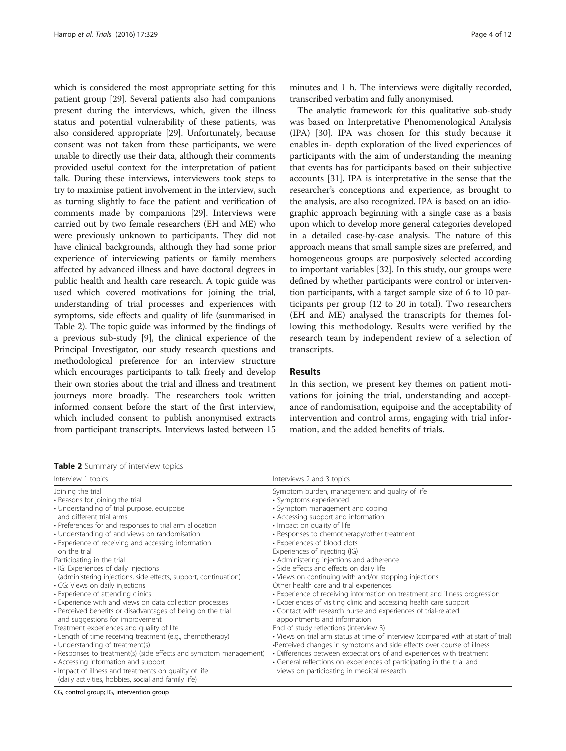which is considered the most appropriate setting for this patient group [29]. Several patients also had companions present during the interviews, which, given the illness status and potential vulnerability of these patients, was also considered appropriate [29]. Unfortunately, because consent was not taken from these participants, we were unable to directly use their data, although their comments provided useful context for the interpretation of patient talk. During these interviews, interviewers took steps to try to maximise patient involvement in the interview, such as turning slightly to face the patient and verification of comments made by companions [29]. Interviews were carried out by two female researchers (EH and ME) who were previously unknown to participants. They did not have clinical backgrounds, although they had some prior experience of interviewing patients or family members affected by advanced illness and have doctoral degrees in public health and health care research. A topic guide was used which covered motivations for joining the trial, understanding of trial processes and experiences with symptoms, side effects and quality of life (summarised in Table 2). The topic guide was informed by the findings of a previous sub-study [9], the clinical experience of the Principal Investigator, our study research questions and methodological preference for an interview structure which encourages participants to talk freely and develop their own stories about the trial and illness and treatment journeys more broadly. The researchers took written informed consent before the start of the first interview, which included consent to publish anonymised extracts from participant transcripts. Interviews lasted between 15 minutes and 1 h. The interviews were digitally recorded, transcribed verbatim and fully anonymised.

The analytic framework for this qualitative sub-study was based on Interpretative Phenomenological Analysis (IPA) [30]. IPA was chosen for this study because it enables in- depth exploration of the lived experiences of participants with the aim of understanding the meaning that events has for participants based on their subjective accounts [31]. IPA is interpretative in the sense that the researcher's conceptions and experience, as brought to the analysis, are also recognized. IPA is based on an idiographic approach beginning with a single case as a basis upon which to develop more general categories developed in a detailed case-by-case analysis. The nature of this approach means that small sample sizes are preferred, and homogeneous groups are purposively selected according to important variables [32]. In this study, our groups were defined by whether participants were control or intervention participants, with a target sample size of 6 to 10 participants per group (12 to 20 in total). Two researchers (EH and ME) analysed the transcripts for themes following this methodology. Results were verified by the research team by independent review of a selection of transcripts.

## Results

In this section, we present key themes on patient motivations for joining the trial, understanding and acceptance of randomisation, equipoise and the acceptability of intervention and control arms, engaging with trial information, and the added benefits of trials.

**Table 2** Summary of interview topics

| Interview 1 topics | Interviews 2 and 3 topics |
|---|---|
| Joining the trial | Symptom burden, management and quality of life |
| • Reasons for joining the trial | • Symptoms experienced |
| • Understanding of trial purpose, equipoise and different trial arms | • Symptom management and coping |
| • Preferences for and responses to trial arm allocation | • Accessing support and information |
| • Understanding of and views on randomisation | • Impact on quality of life |
| • Experience of receiving and accessing information on the trial | • Responses to chemotherapy/other treatment |
| Participating in the trial | • Experiences of blood clots |
| • IG: Experiences of daily injections (administering injections, side effects, support, continuation) | Experiences of injecting (IG) |
| • CG: Views on daily injections | • Administering injections and adherence |
| • Experience of attending clinics | • Side effects and effects on daily life |
| • Experience with and views on data collection processes | • Views on continuing with and/or stopping injections |
| • Perceived benefits or disadvantages of being on the trial and suggestions for improvement | Other health care and trial experiences |
| Treatment experiences and quality of life | • Experiences of receiving information on treatment and illness progression |
| • Length of time receiving treatment (e.g., chemotherapy) | • Experiences of visiting clinic and accessing health care support |
| • Understanding of treatment(s) | • Contact with research nurse and experiences of trial-related appointments and information |
| • Responses to treatment(s) (side effects and symptom management) | End of study reflections (interview 3) |
| • Accessing information and support | • Views on trial arm status at time of interview (compared with at start of trial) |
| • Impact of illness and treatments on quality of life (daily activities, hobbies, social and family life) | •Perceived changes in symptoms and side effects over course of illness |
| | • Differences between expectations of and experiences with treatment |
| | • General reflections on experiences of participating in the trial and views on participating in medical research |

CG, control group; IG, intervention group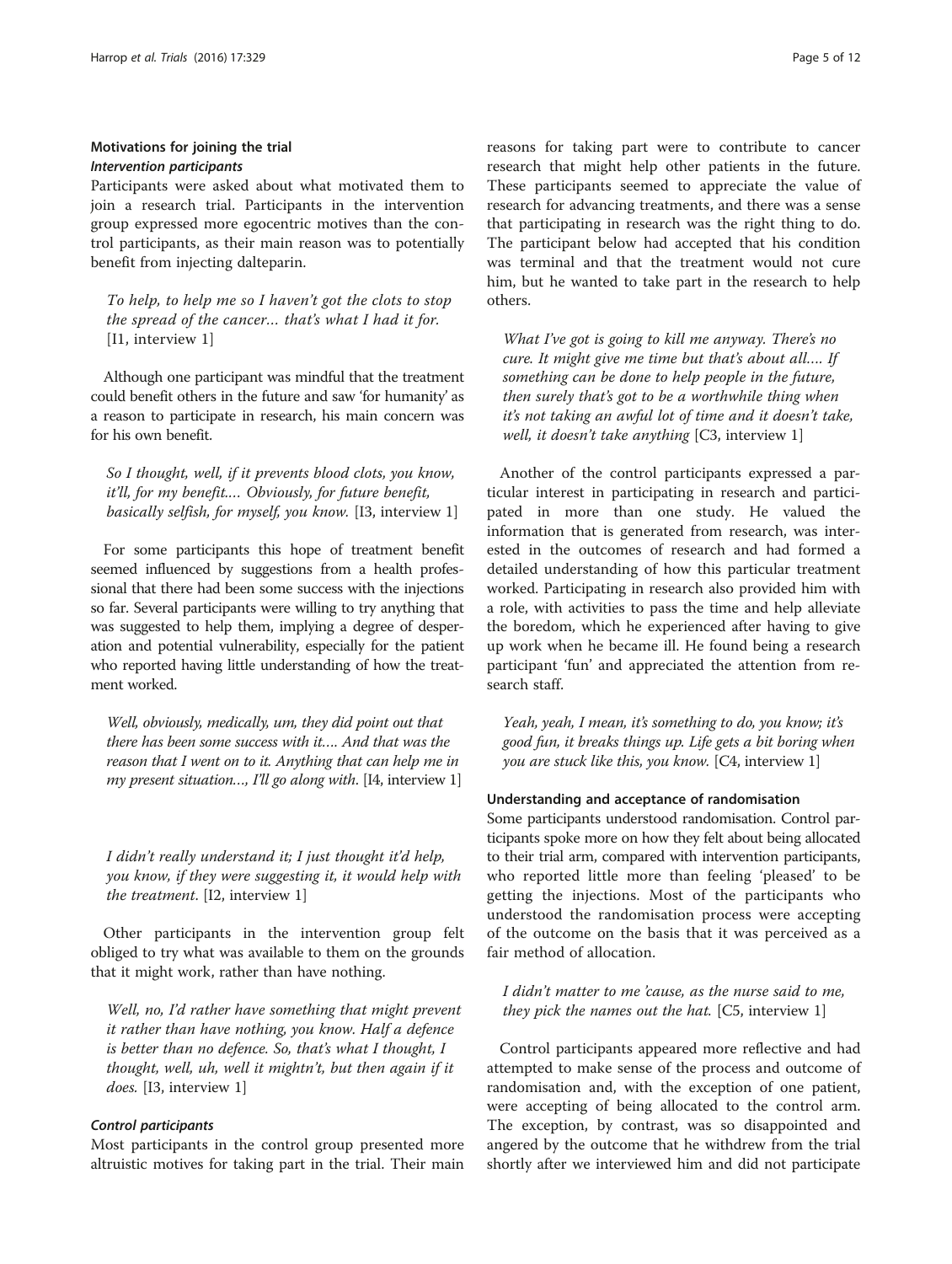### Motivations for joining the trial

#### *Intervention participants*

Participants were asked about what motivated them to join a research trial. Participants in the intervention group expressed more egocentric motives than the control participants, as their main reason was to potentially benefit from injecting dalteparin.

> *To help, to help me so I haven't got the clots to stop the spread of the cancer… that's what I had it for.* [I1, interview 1]

Although one participant was mindful that the treatment could benefit others in the future and saw 'for humanity' as a reason to participate in research, his main concern was for his own benefit.

> *So I thought, well, if it prevents blood clots, you know, it'll, for my benefit.… Obviously, for future benefit, basically selfish, for myself, you know.* [I3, interview 1]

For some participants this hope of treatment benefit seemed influenced by suggestions from a health professional that there had been some success with the injections so far. Several participants were willing to try anything that was suggested to help them, implying a degree of desperation and potential vulnerability, especially for the patient who reported having little understanding of how the treatment worked.

> *Well, obviously, medically, um, they did point out that there has been some success with it.… And that was the reason that I went on to it. Anything that can help me in my present situation…, I'll go along with*. [I4, interview 1]

> *I didn't really understand it; I just thought it'd help, you know, if they were suggesting it, it would help with the treatment*. [I2, interview 1]

Other participants in the intervention group felt obliged to try what was available to them on the grounds that it might work, rather than have nothing.

> *Well, no, I'd rather have something that might prevent it rather than have nothing, you know. Half a defence is better than no defence. So, that's what I thought, I thought, well, uh, well it mightn't, but then again if it does.* [I3, interview 1]

#### *Control participants*

Most participants in the control group presented more altruistic motives for taking part in the trial. Their main reasons for taking part were to contribute to cancer research that might help other patients in the future. These participants seemed to appreciate the value of research for advancing treatments, and there was a sense that participating in research was the right thing to do. The participant below had accepted that his condition was terminal and that the treatment would not cure him, but he wanted to take part in the research to help others.

> *What I've got is going to kill me anyway. There's no cure. It might give me time but that's about all.… If something can be done to help people in the future, then surely that's got to be a worthwhile thing when it's not taking an awful lot of time and it doesn't take, well, it doesn't take anything* [C3, interview 1]

Another of the control participants expressed a particular interest in participating in research and participated in more than one study. He valued the information that is generated from research, was interested in the outcomes of research and had formed a detailed understanding of how this particular treatment worked. Participating in research also provided him with a role, with activities to pass the time and help alleviate the boredom, which he experienced after having to give up work when he became ill. He found being a research participant 'fun' and appreciated the attention from research staff.

> *Yeah, yeah, I mean, it's something to do, you know; it's good fun, it breaks things up. Life gets a bit boring when you are stuck like this, you know.* [C4, interview 1]

### Understanding and acceptance of randomisation

Some participants understood randomisation. Control participants spoke more on how they felt about being allocated to their trial arm, compared with intervention participants, who reported little more than feeling 'pleased' to be getting the injections. Most of the participants who understood the randomisation process were accepting of the outcome on the basis that it was perceived as a fair method of allocation.

> *I didn't matter to me 'cause, as the nurse said to me, they pick the names out the hat.* [C5, interview 1]

Control participants appeared more reflective and had attempted to make sense of the process and outcome of randomisation and, with the exception of one patient, were accepting of being allocated to the control arm. The exception, by contrast, was so disappointed and angered by the outcome that he withdrew from the trial shortly after we interviewed him and did not participate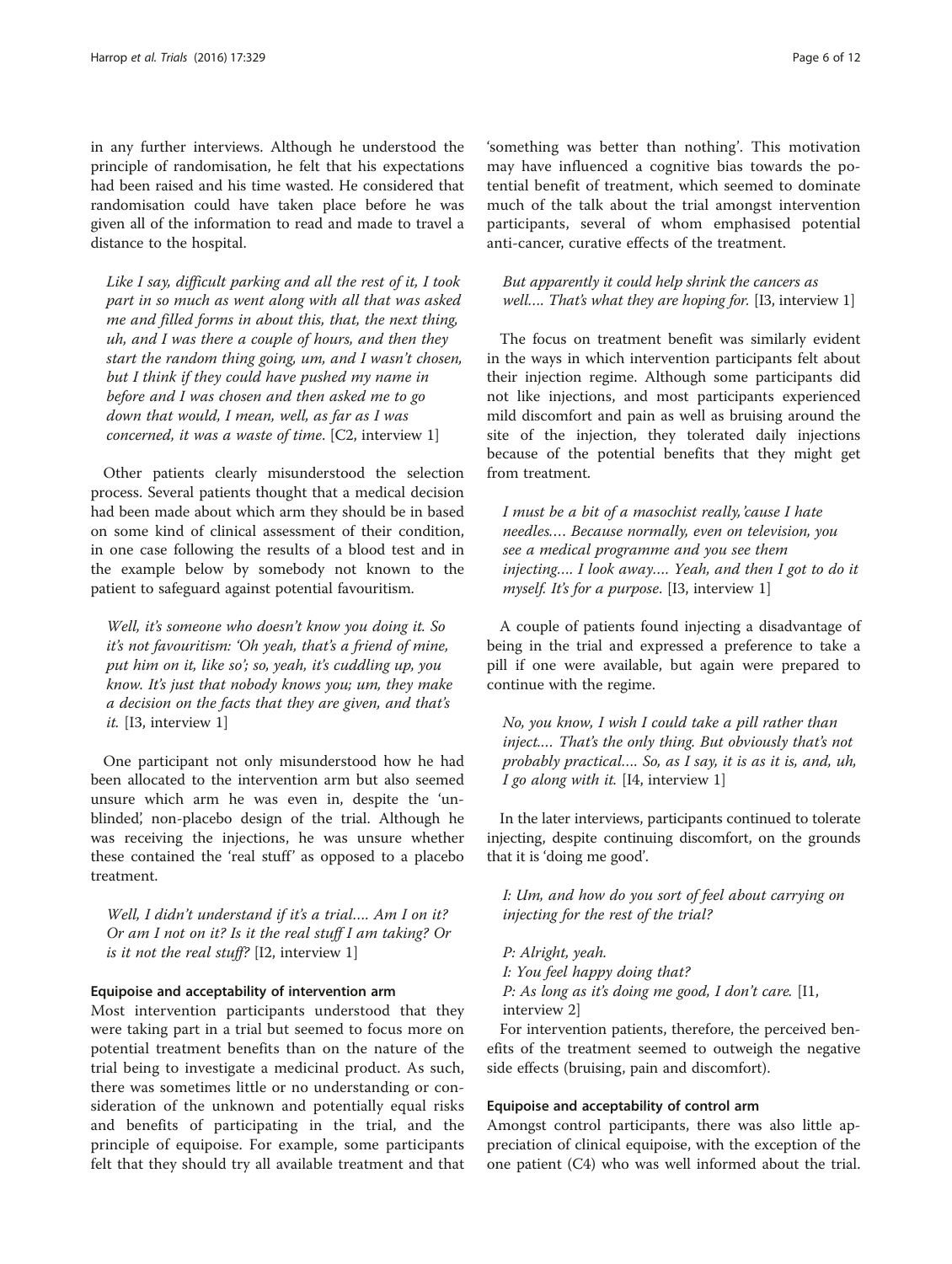in any further interviews. Although he understood the principle of randomisation, he felt that his expectations had been raised and his time wasted. He considered that randomisation could have taken place before he was given all of the information to read and made to travel a distance to the hospital.

> *Like I say, difficult parking and all the rest of it, I took part in so much as went along with all that was asked me and filled forms in about this, that, the next thing, uh, and I was there a couple of hours, and then they start the random thing going, um, and I wasn't chosen, but I think if they could have pushed my name in before and I was chosen and then asked me to go down that would, I mean, well, as far as I was concerned, it was a waste of time.* [C2, interview 1]

Other patients clearly misunderstood the selection process. Several patients thought that a medical decision had been made about which arm they should be in based on some kind of clinical assessment of their condition, in one case following the results of a blood test and in the example below by somebody not known to the patient to safeguard against potential favouritism.

> *Well, it's someone who doesn't know you doing it. So it's not favouritism: 'Oh yeah, that's a friend of mine, put him on it, like so'; so, yeah, it's cuddling up, you know. It's just that nobody knows you; um, they make a decision on the facts that they are given, and that's it.* [I3, interview 1]

One participant not only misunderstood how he had been allocated to the intervention arm but also seemed unsure which arm he was even in, despite the 'unblinded', non-placebo design of the trial. Although he was receiving the injections, he was unsure whether these contained the 'real stuff' as opposed to a placebo treatment.

> *Well, I didn't understand if it's a trial…. Am I on it? Or am I not on it? Is it the real stuff I am taking? Or is it not the real stuff?* [I2, interview 1]

#### Equipoise and acceptability of intervention arm

Most intervention participants understood that they were taking part in a trial but seemed to focus more on potential treatment benefits than on the nature of the trial being to investigate a medicinal product. As such, there was sometimes little or no understanding or consideration of the unknown and potentially equal risks and benefits of participating in the trial, and the principle of equipoise. For example, some participants felt that they should try all available treatment and that 'something was better than nothing'. This motivation may have influenced a cognitive bias towards the potential benefit of treatment, which seemed to dominate much of the talk about the trial amongst intervention participants, several of whom emphasised potential anti-cancer, curative effects of the treatment.

> *But apparently it could help shrink the cancers as well…. That's what they are hoping for.* [I3, interview 1]

The focus on treatment benefit was similarly evident in the ways in which intervention participants felt about their injection regime. Although some participants did not like injections, and most participants experienced mild discomfort and pain as well as bruising around the site of the injection, they tolerated daily injections because of the potential benefits that they might get from treatment.

> *I must be a bit of a masochist really,'cause I hate needles…. Because normally, even on television, you see a medical programme and you see them injecting…. I look away…. Yeah, and then I got to do it myself. It's for a purpose.* [I3, interview 1]

A couple of patients found injecting a disadvantage of being in the trial and expressed a preference to take a pill if one were available, but again were prepared to continue with the regime.

> *No, you know, I wish I could take a pill rather than inject…. That's the only thing. But obviously that's not probably practical…. So, as I say, it is as it is, and, uh, I go along with it.* [I4, interview 1]

In the later interviews, participants continued to tolerate injecting, despite continuing discomfort, on the grounds that it is 'doing me good'.

> *I: Um, and how do you sort of feel about carrying on injecting for the rest of the trial?*
>
> *P: Alright, yeah.*
> *I: You feel happy doing that?*
> *P: As long as it's doing me good, I don't care.* [I1, interview 2]

For intervention patients, therefore, the perceived benefits of the treatment seemed to outweigh the negative side effects (bruising, pain and discomfort).

#### Equipoise and acceptability of control arm

Amongst control participants, there was also little appreciation of clinical equipoise, with the exception of the one patient (C4) who was well informed about the trial.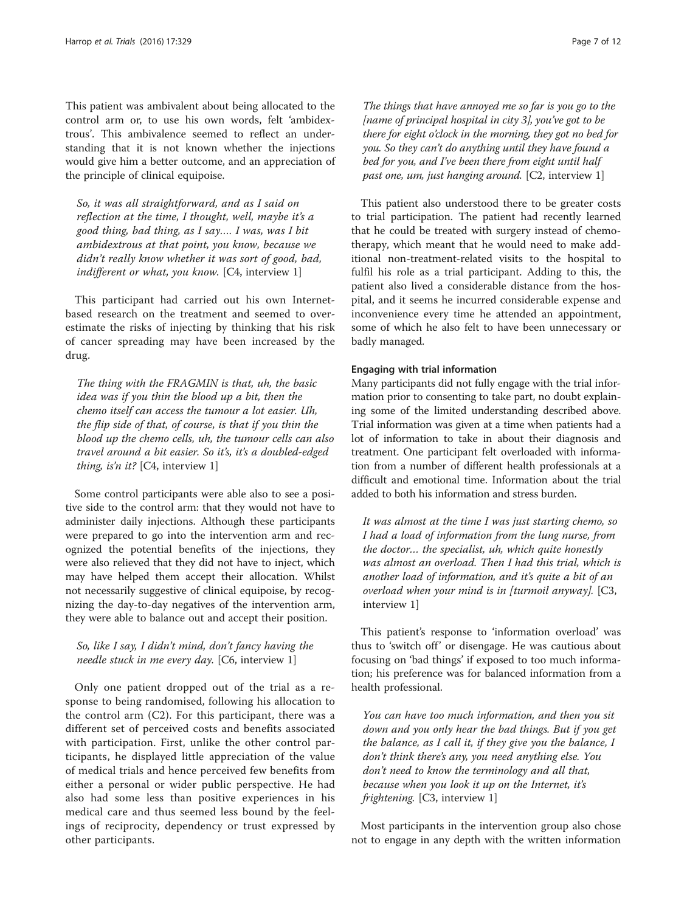This patient was ambivalent about being allocated to the control arm or, to use his own words, felt 'ambidextrous'. This ambivalence seemed to reflect an understanding that it is not known whether the injections would give him a better outcome, and an appreciation of the principle of clinical equipoise.

> *So, it was all straightforward, and as I said on reflection at the time, I thought, well, maybe it's a good thing, bad thing, as I say…. I was, was I bit ambidextrous at that point, you know, because we didn't really know whether it was sort of good, bad, indifferent or what, you know.* [C4, interview 1]

This participant had carried out his own Internet-based research on the treatment and seemed to overestimate the risks of injecting by thinking that his risk of cancer spreading may have been increased by the drug.

> *The thing with the FRAGMIN is that, uh, the basic idea was if you thin the blood up a bit, then the chemo itself can access the tumour a lot easier. Uh, the flip side of that, of course, is that if you thin the blood up the chemo cells, uh, the tumour cells can also travel around a bit easier. So it's, it's a doubled-edged thing, is'n it?* [C4, interview 1]

Some control participants were able also to see a positive side to the control arm: that they would not have to administer daily injections. Although these participants were prepared to go into the intervention arm and recognized the potential benefits of the injections, they were also relieved that they did not have to inject, which may have helped them accept their allocation. Whilst not necessarily suggestive of clinical equipoise, by recognizing the day-to-day negatives of the intervention arm, they were able to balance out and accept their position.

> *So, like I say, I didn't mind, don't fancy having the needle stuck in me every day.* [C6, interview 1]

Only one patient dropped out of the trial as a response to being randomised, following his allocation to the control arm (C2). For this participant, there was a different set of perceived costs and benefits associated with participation. First, unlike the other control participants, he displayed little appreciation of the value of medical trials and hence perceived few benefits from either a personal or wider public perspective. He had also had some less than positive experiences in his medical care and thus seemed less bound by the feelings of reciprocity, dependency or trust expressed by other participants.

> *The things that have annoyed me so far is you go to the [name of principal hospital in city 3], you've got to be there for eight o'clock in the morning, they got no bed for you. So they can't do anything until they have found a bed for you, and I've been there from eight until half past one, um, just hanging around.* [C2, interview 1]

This patient also understood there to be greater costs to trial participation. The patient had recently learned that he could be treated with surgery instead of chemotherapy, which meant that he would need to make additional non-treatment-related visits to the hospital to fulfil his role as a trial participant. Adding to this, the patient also lived a considerable distance from the hospital, and it seems he incurred considerable expense and inconvenience every time he attended an appointment, some of which he also felt to have been unnecessary or badly managed.

### Engaging with trial information

Many participants did not fully engage with the trial information prior to consenting to take part, no doubt explaining some of the limited understanding described above. Trial information was given at a time when patients had a lot of information to take in about their diagnosis and treatment. One participant felt overloaded with information from a number of different health professionals at a difficult and emotional time. Information about the trial added to both his information and stress burden.

> *It was almost at the time I was just starting chemo, so I had a load of information from the lung nurse, from the doctor… the specialist, uh, which quite honestly was almost an overload. Then I had this trial, which is another load of information, and it's quite a bit of an overload when your mind is in [turmoil anyway].* [C3, interview 1]

This patient's response to 'information overload' was thus to 'switch off' or disengage. He was cautious about focusing on 'bad things' if exposed to too much information; his preference was for balanced information from a health professional.

> *You can have too much information, and then you sit down and you only hear the bad things. But if you get the balance, as I call it, if they give you the balance, I don't think there's any, you need anything else. You don't need to know the terminology and all that, because when you look it up on the Internet, it's frightening.* [C3, interview 1]

Most participants in the intervention group also chose not to engage in any depth with the written information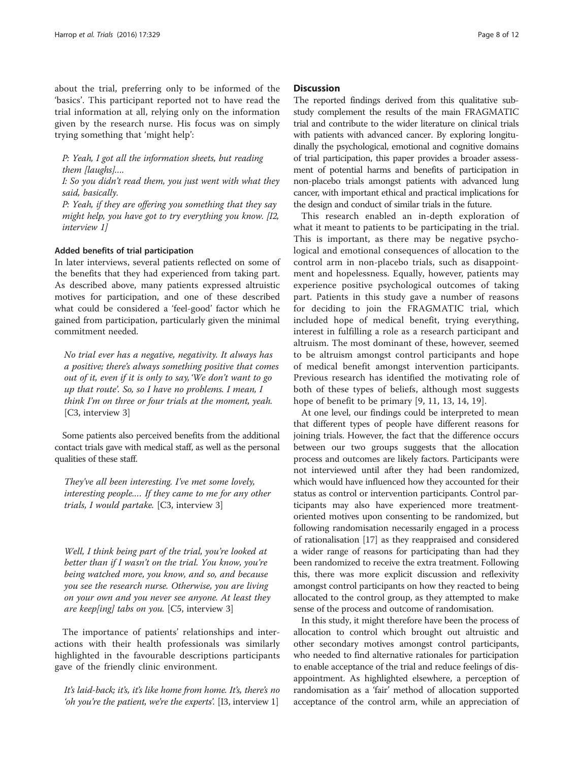about the trial, preferring only to be informed of the 'basics'. This participant reported not to have read the trial information at all, relying only on the information given by the research nurse. His focus was on simply trying something that 'might help':

*P: Yeah, I got all the information sheets, but reading them [laughs]....*

*I: So you didn't read them, you just went with what they said, basically.*

*P: Yeah, if they are offering you something that they say might help, you have got to try everything you know. [I2, interview 1]*

### Added benefits of trial participation

In later interviews, several patients reflected on some of the benefits that they had experienced from taking part. As described above, many patients expressed altruistic motives for participation, and one of these described what could be considered a 'feel-good' factor which he gained from participation, particularly given the minimal commitment needed.

*No trial ever has a negative, negativity. It always has a positive; there's always something positive that comes out of it, even if it is only to say, 'We don't want to go up that route'. So, so I have no problems. I mean, I think I'm on three or four trials at the moment, yeah.* [C3, interview 3]

Some patients also perceived benefits from the additional contact trials gave with medical staff, as well as the personal qualities of these staff.

*They've all been interesting. I've met some lovely, interesting people.... If they came to me for any other trials, I would partake.* [C3, interview 3]

*Well, I think being part of the trial, you're looked at better than if I wasn't on the trial. You know, you're being watched more, you know, and so, and because you see the research nurse. Otherwise, you are living on your own and you never see anyone. At least they are keep[ing] tabs on you.* [C5, interview 3]

The importance of patients' relationships and interactions with their health professionals was similarly highlighted in the favourable descriptions participants gave of the friendly clinic environment.

*It's laid-back; it's, it's like home from home. It's, there's no 'oh you're the patient, we're the experts'.* [I3, interview 1]

## Discussion

The reported findings derived from this qualitative sub-study complement the results of the main FRAGMATIC trial and contribute to the wider literature on clinical trials with patients with advanced cancer. By exploring longitudinally the psychological, emotional and cognitive domains of trial participation, this paper provides a broader assessment of potential harms and benefits of participation in non-placebo trials amongst patients with advanced lung cancer, with important ethical and practical implications for the design and conduct of similar trials in the future.

This research enabled an in-depth exploration of what it meant to patients to be participating in the trial. This is important, as there may be negative psychological and emotional consequences of allocation to the control arm in non-placebo trials, such as disappointment and hopelessness. Equally, however, patients may experience positive psychological outcomes of taking part. Patients in this study gave a number of reasons for deciding to join the FRAGMATIC trial, which included hope of medical benefit, trying everything, interest in fulfilling a role as a research participant and altruism. The most dominant of these, however, seemed to be altruism amongst control participants and hope of medical benefit amongst intervention participants. Previous research has identified the motivating role of both of these types of beliefs, although most suggests hope of benefit to be primary [9, 11, 13, 14, 19].

At one level, our findings could be interpreted to mean that different types of people have different reasons for joining trials. However, the fact that the difference occurs between our two groups suggests that the allocation process and outcomes are likely factors. Participants were not interviewed until after they had been randomized, which would have influenced how they accounted for their status as control or intervention participants. Control participants may also have experienced more treatment-oriented motives upon consenting to be randomized, but following randomisation necessarily engaged in a process of rationalisation [17] as they reappraised and considered a wider range of reasons for participating than had they been randomized to receive the extra treatment. Following this, there was more explicit discussion and reflexivity amongst control participants on how they reacted to being allocated to the control group, as they attempted to make sense of the process and outcome of randomisation.

In this study, it might therefore have been the process of allocation to control which brought out altruistic and other secondary motives amongst control participants, who needed to find alternative rationales for participation to enable acceptance of the trial and reduce feelings of disappointment. As highlighted elsewhere, a perception of randomisation as a 'fair' method of allocation supported acceptance of the control arm, while an appreciation of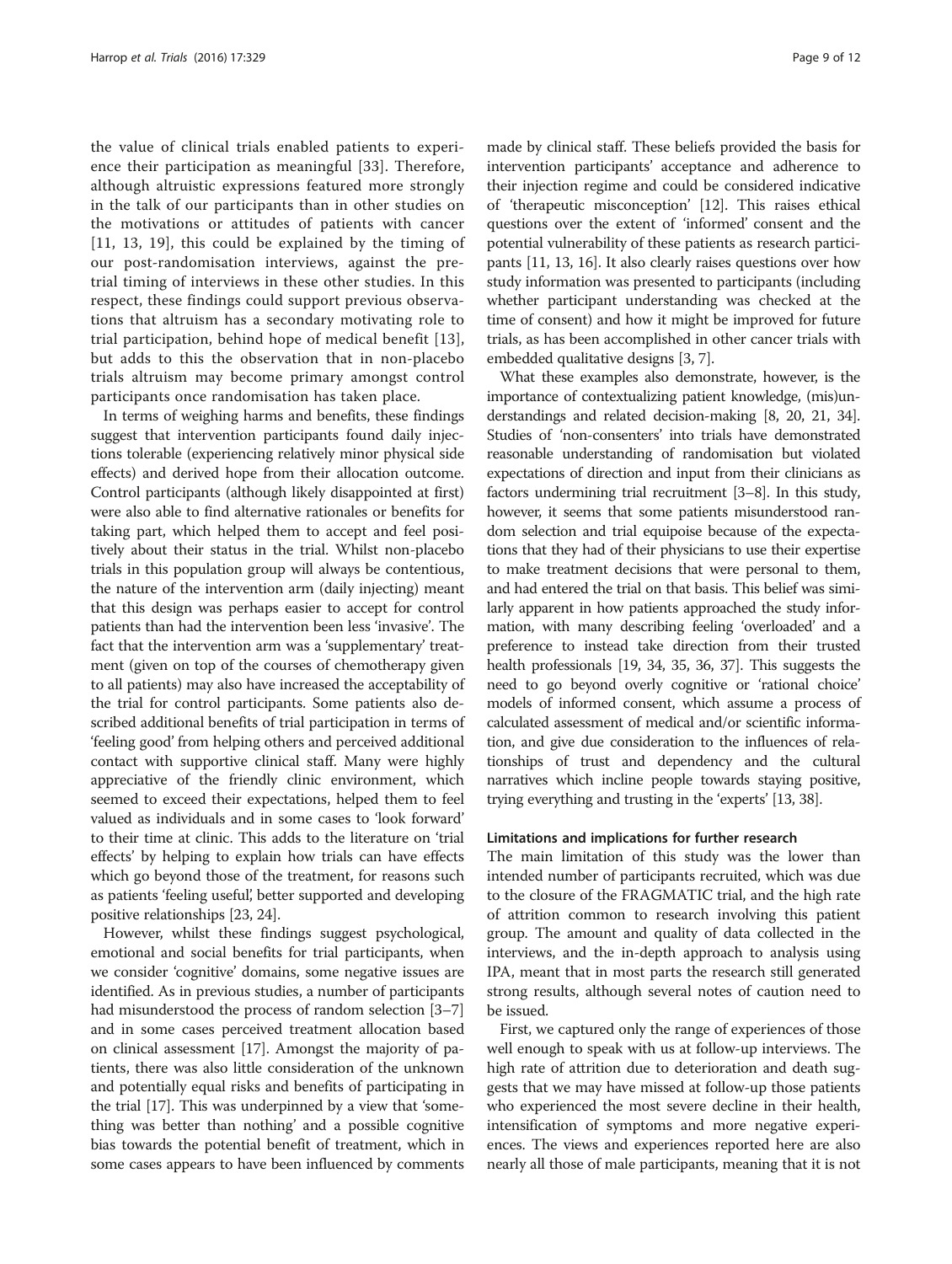the value of clinical trials enabled patients to experience their participation as meaningful [33]. Therefore, although altruistic expressions featured more strongly in the talk of our participants than in other studies on the motivations or attitudes of patients with cancer [11, 13, 19], this could be explained by the timing of our post-randomisation interviews, against the pretrial timing of interviews in these other studies. In this respect, these findings could support previous observations that altruism has a secondary motivating role to trial participation, behind hope of medical benefit [13], but adds to this the observation that in non-placebo trials altruism may become primary amongst control participants once randomisation has taken place.

In terms of weighing harms and benefits, these findings suggest that intervention participants found daily injections tolerable (experiencing relatively minor physical side effects) and derived hope from their allocation outcome. Control participants (although likely disappointed at first) were also able to find alternative rationales or benefits for taking part, which helped them to accept and feel positively about their status in the trial. Whilst non-placebo trials in this population group will always be contentious, the nature of the intervention arm (daily injecting) meant that this design was perhaps easier to accept for control patients than had the intervention been less 'invasive'. The fact that the intervention arm was a 'supplementary' treatment (given on top of the courses of chemotherapy given to all patients) may also have increased the acceptability of the trial for control participants. Some patients also described additional benefits of trial participation in terms of 'feeling good' from helping others and perceived additional contact with supportive clinical staff. Many were highly appreciative of the friendly clinic environment, which seemed to exceed their expectations, helped them to feel valued as individuals and in some cases to 'look forward' to their time at clinic. This adds to the literature on 'trial effects' by helping to explain how trials can have effects which go beyond those of the treatment, for reasons such as patients 'feeling useful', better supported and developing positive relationships [23, 24].

However, whilst these findings suggest psychological, emotional and social benefits for trial participants, when we consider 'cognitive' domains, some negative issues are identified. As in previous studies, a number of participants had misunderstood the process of random selection [3–7] and in some cases perceived treatment allocation based on clinical assessment [17]. Amongst the majority of patients, there was also little consideration of the unknown and potentially equal risks and benefits of participating in the trial [17]. This was underpinned by a view that 'something was better than nothing' and a possible cognitive bias towards the potential benefit of treatment, which in some cases appears to have been influenced by comments made by clinical staff. These beliefs provided the basis for intervention participants' acceptance and adherence to their injection regime and could be considered indicative of 'therapeutic misconception' [12]. This raises ethical questions over the extent of 'informed' consent and the potential vulnerability of these patients as research participants [11, 13, 16]. It also clearly raises questions over how study information was presented to participants (including whether participant understanding was checked at the time of consent) and how it might be improved for future trials, as has been accomplished in other cancer trials with embedded qualitative designs [3, 7].

What these examples also demonstrate, however, is the importance of contextualizing patient knowledge, (mis)understandings and related decision-making [8, 20, 21, 34]. Studies of 'non-consenters' into trials have demonstrated reasonable understanding of randomisation but violated expectations of direction and input from their clinicians as factors undermining trial recruitment [3–8]. In this study, however, it seems that some patients misunderstood random selection and trial equipoise because of the expectations that they had of their physicians to use their expertise to make treatment decisions that were personal to them, and had entered the trial on that basis. This belief was similarly apparent in how patients approached the study information, with many describing feeling 'overloaded' and a preference to instead take direction from their trusted health professionals [19, 34, 35, 36, 37]. This suggests the need to go beyond overly cognitive or 'rational choice' models of informed consent, which assume a process of calculated assessment of medical and/or scientific information, and give due consideration to the influences of relationships of trust and dependency and the cultural narratives which incline people towards staying positive, trying everything and trusting in the 'experts' [13, 38].

### Limitations and implications for further research

The main limitation of this study was the lower than intended number of participants recruited, which was due to the closure of the FRAGMATIC trial, and the high rate of attrition common to research involving this patient group. The amount and quality of data collected in the interviews, and the in-depth approach to analysis using IPA, meant that in most parts the research still generated strong results, although several notes of caution need to be issued.

First, we captured only the range of experiences of those well enough to speak with us at follow-up interviews. The high rate of attrition due to deterioration and death suggests that we may have missed at follow-up those patients who experienced the most severe decline in their health, intensification of symptoms and more negative experiences. The views and experiences reported here are also nearly all those of male participants, meaning that it is not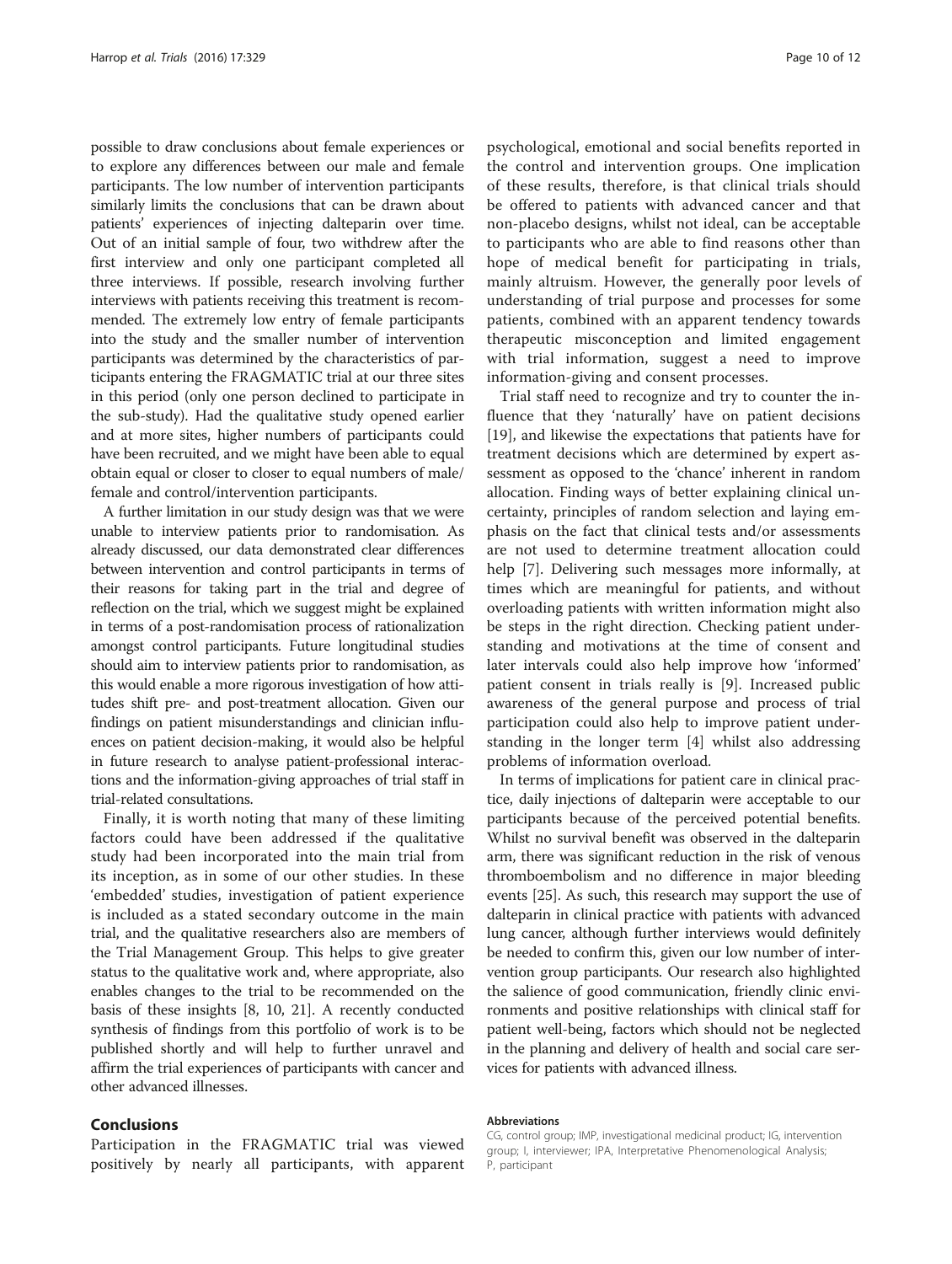possible to draw conclusions about female experiences or to explore any differences between our male and female participants. The low number of intervention participants similarly limits the conclusions that can be drawn about patients' experiences of injecting dalteparin over time. Out of an initial sample of four, two withdrew after the first interview and only one participant completed all three interviews. If possible, research involving further interviews with patients receiving this treatment is recommended. The extremely low entry of female participants into the study and the smaller number of intervention participants was determined by the characteristics of participants entering the FRAGMATIC trial at our three sites in this period (only one person declined to participate in the sub-study). Had the qualitative study opened earlier and at more sites, higher numbers of participants could have been recruited, and we might have been able to equal obtain equal or closer to closer to equal numbers of male/female and control/intervention participants.

A further limitation in our study design was that we were unable to interview patients prior to randomisation. As already discussed, our data demonstrated clear differences between intervention and control participants in terms of their reasons for taking part in the trial and degree of reflection on the trial, which we suggest might be explained in terms of a post-randomisation process of rationalization amongst control participants. Future longitudinal studies should aim to interview patients prior to randomisation, as this would enable a more rigorous investigation of how attitudes shift pre- and post-treatment allocation. Given our findings on patient misunderstandings and clinician influences on patient decision-making, it would also be helpful in future research to analyse patient-professional interactions and the information-giving approaches of trial staff in trial-related consultations.

Finally, it is worth noting that many of these limiting factors could have been addressed if the qualitative study had been incorporated into the main trial from its inception, as in some of our other studies. In these 'embedded' studies, investigation of patient experience is included as a stated secondary outcome in the main trial, and the qualitative researchers also are members of the Trial Management Group. This helps to give greater status to the qualitative work and, where appropriate, also enables changes to the trial to be recommended on the basis of these insights [8, 10, 21]. A recently conducted synthesis of findings from this portfolio of work is to be published shortly and will help to further unravel and affirm the trial experiences of participants with cancer and other advanced illnesses.

## Conclusions

Participation in the FRAGMATIC trial was viewed positively by nearly all participants, with apparent psychological, emotional and social benefits reported in the control and intervention groups. One implication of these results, therefore, is that clinical trials should be offered to patients with advanced cancer and that non-placebo designs, whilst not ideal, can be acceptable to participants who are able to find reasons other than hope of medical benefit for participating in trials, mainly altruism. However, the generally poor levels of understanding of trial purpose and processes for some patients, combined with an apparent tendency towards therapeutic misconception and limited engagement with trial information, suggest a need to improve information-giving and consent processes.

Trial staff need to recognize and try to counter the influence that they 'naturally' have on patient decisions [19], and likewise the expectations that patients have for treatment decisions which are determined by expert assessment as opposed to the 'chance' inherent in random allocation. Finding ways of better explaining clinical uncertainty, principles of random selection and laying emphasis on the fact that clinical tests and/or assessments are not used to determine treatment allocation could help [7]. Delivering such messages more informally, at times which are meaningful for patients, and without overloading patients with written information might also be steps in the right direction. Checking patient understanding and motivations at the time of consent and later intervals could also help improve how 'informed' patient consent in trials really is [9]. Increased public awareness of the general purpose and process of trial participation could also help to improve patient understanding in the longer term [4] whilst also addressing problems of information overload.

In terms of implications for patient care in clinical practice, daily injections of dalteparin were acceptable to our participants because of the perceived potential benefits. Whilst no survival benefit was observed in the dalteparin arm, there was significant reduction in the risk of venous thromboembolism and no difference in major bleeding events [25]. As such, this research may support the use of dalteparin in clinical practice with patients with advanced lung cancer, although further interviews would definitely be needed to confirm this, given our low number of intervention group participants. Our research also highlighted the salience of good communication, friendly clinic environments and positive relationships with clinical staff for patient well-being, factors which should not be neglected in the planning and delivery of health and social care services for patients with advanced illness.

#### Abbreviations

CG, control group; IMP, investigational medicinal product; IG, intervention group; I, interviewer; IPA, Interpretative Phenomenological Analysis; P, participant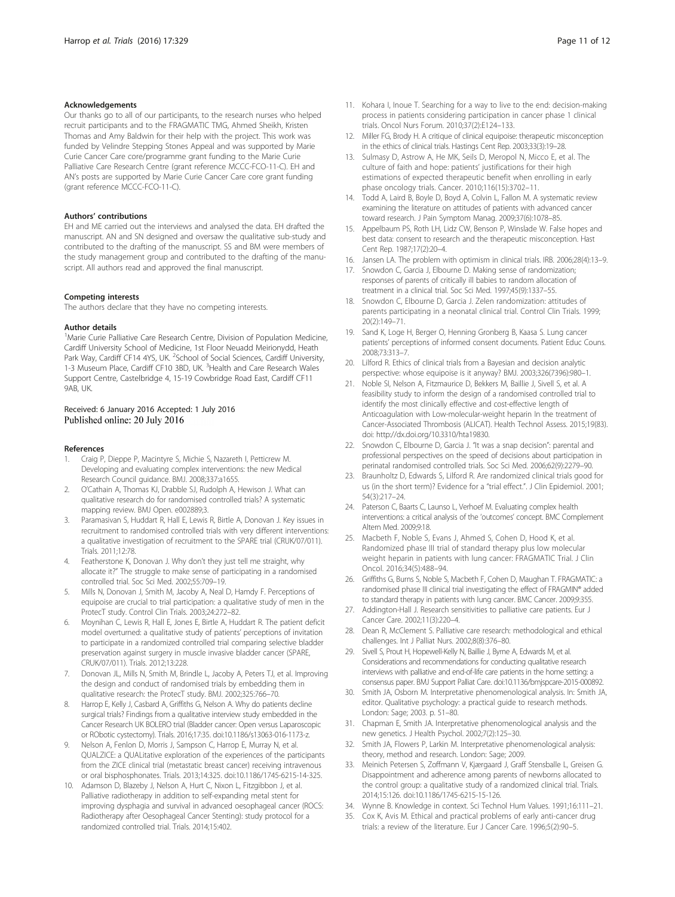#### Acknowledgements

Our thanks go to all of our participants, to the research nurses who helped recruit participants and to the FRAGMATIC TMG, Ahmed Sheikh, Kristen Thomas and Amy Baldwin for their help with the project. This work was funded by Velindre Stepping Stones Appeal and was supported by Marie Curie Cancer Care core/programme grant funding to the Marie Curie Palliative Care Research Centre (grant reference MCCC-FCO-11-C). EH and AN's posts are supported by Marie Curie Cancer Care core grant funding (grant reference MCCC-FCO-11-C).

#### Authors' contributions

EH and ME carried out the interviews and analysed the data. EH drafted the manuscript. AN and SN designed and oversaw the qualitative sub-study and contributed to the drafting of the manuscript. SS and BM were members of the study management group and contributed to the drafting of the manuscript. All authors read and approved the final manuscript.

#### Competing interests

The authors declare that they have no competing interests.

#### Author details

[1]Marie Curie Palliative Care Research Centre, Division of Population Medicine, Cardiff University School of Medicine, 1st Floor Neuadd Meirionydd, Heath Park Way, Cardiff CF14 4YS, UK. [2]School of Social Sciences, Cardiff University, 1-3 Museum Place, Cardiff CF10 3BD, UK. [3]Health and Care Research Wales Support Centre, Castelbridge 4, 15-19 Cowbridge Road East, Cardiff CF11 9AB, UK.

Received: 6 January 2016 Accepted: 1 July 2016
Published online: 20 July 2016

#### References

1. Craig P, Dieppe P, Macintyre S, Michie S, Nazareth I, Petticrew M. Developing and evaluating complex interventions: the new Medical Research Council guidance. BMJ. 2008;337:a1655.
2. O'Cathain A, Thomas KJ, Drabble SJ, Rudolph A, Hewison J. What can qualitative research do for randomised controlled trials? A systematic mapping review. BMJ Open. e002889;3.
3. Paramasivan S, Huddart R, Hall E, Lewis R, Birtle A, Donovan J. Key issues in recruitment to randomised controlled trials with very different interventions: a qualitative investigation of recruitment to the SPARE trial (CRUK/07/011). Trials. 2011;12:78.
4. Featherstone K, Donovan J. Why don't they just tell me straight, why allocate it?" The struggle to make sense of participating in a randomised controlled trial. Soc Sci Med. 2002;55:709–19.
5. Mills N, Donovan J, Smith M, Jacoby A, Neal D, Hamdy F. Perceptions of equipoise are crucial to trial participation: a qualitative study of men in the ProtecT study. Control Clin Trials. 2003;24:272–82.
6. Moynihan C, Lewis R, Hall E, Jones E, Birtle A, Huddart R. The patient deficit model overturned: a qualitative study of patients' perceptions of invitation to participate in a randomized controlled trial comparing selective bladder preservation against surgery in muscle invasive bladder cancer (SPARE, CRUK/07/011). Trials. 2012;13:228.
7. Donovan JL, Mills N, Smith M, Brindle L, Jacoby A, Peters TJ, et al. Improving the design and conduct of randomised trials by embedding them in qualitative research: the ProtecT study. BMJ. 2002;325:766–70.
8. Harrop E, Kelly J, Casbard A, Griffiths G, Nelson A. Why do patients decline surgical trials? Findings from a qualitative interview study embedded in the Cancer Research UK BOLERO trial (Bladder cancer: Open versus Laparoscopic or RObotic cystectomy). Trials. 2016;17:35. doi:10.1186/s13063-016-1173-z.
9. Nelson A, Fenlon D, Morris J, Sampson C, Harrop E, Murray N, et al. QUALZICE: a QUALitative exploration of the experiences of the participants from the ZICE clinical trial (metastatic breast cancer) receiving intravenous or oral bisphosphonates. Trials. 2013;14:325. doi:10.1186/1745-6215-14-325.
10. Adamson D, Blazeby J, Nelson A, Hurt C, Nixon L, Fitzgibbon J, et al. Palliative radiotherapy in addition to self-expanding metal stent for improving dysphagia and survival in advanced oesophageal cancer (ROCS: Radiotherapy after Oesophageal Cancer Stenting): study protocol for a randomized controlled trial. Trials. 2014;15:402.
11. Kohara I, Inoue T. Searching for a way to live to the end: decision-making process in patients considering participation in cancer phase 1 clinical trials. Oncol Nurs Forum. 2010;37(2):E124–133.
12. Miller FG, Brody H. A critique of clinical equipoise: therapeutic misconception in the ethics of clinical trials. Hastings Cent Rep. 2003;33(3):19–28.
13. Sulmasy D, Astrow A, He MK, Seils D, Meropol N, Micco E, et al. The culture of faith and hope: patients' justifications for their high estimations of expected therapeutic benefit when enrolling in early phase oncology trials. Cancer. 2010;116(15):3702–11.
14. Todd A, Laird B, Boyle D, Boyd A, Colvin L, Fallon M. A systematic review examining the literature on attitudes of patients with advanced cancer toward research. J Pain Symptom Manag. 2009;37(6):1078–85.
15. Appelbaum PS, Roth LH, Lidz CW, Benson P, Winslade W. False hopes and best data: consent to research and the therapeutic misconception. Hast Cent Rep. 1987;17(2):20–4.
16. Jansen LA. The problem with optimism in clinical trials. IRB. 2006;28(4):13–9.
17. Snowdon C, Garcia J, Elbourne D. Making sense of randomization; responses of parents of critically ill babies to random allocation of treatment in a clinical trial. Soc Sci Med. 1997;45(9):1337–55.
18. Snowdon C, Elbourne D, Garcia J. Zelen randomization: attitudes of parents participating in a neonatal clinical trial. Control Clin Trials. 1999; 20(2):149–71.
19. Sand K, Loge H, Berger O, Henning Gronberg B, Kaasa S. Lung cancer patients' perceptions of informed consent documents. Patient Educ Couns. 2008;73:313–7.
20. Lilford R. Ethics of clinical trials from a Bayesian and decision analytic perspective: whose equipoise is it anyway? BMJ. 2003;326(7396):980–1.
21. Noble SI, Nelson A, Fitzmaurice D, Bekkers M, Baillie J, Sivell S, et al. A feasibility study to inform the design of a randomised controlled trial to identify the most clinically effective and cost-effective length of Anticoagulation with Low-molecular-weight heparin In the treatment of Cancer-Associated Thrombosis (ALICAT). Health Technol Assess. 2015;19(83). doi: http://dx.doi.org/10.3310/hta19830.
22. Snowdon C, Elbourne D, Garcia J. "It was a snap decision": parental and professional perspectives on the speed of decisions about participation in perinatal randomised controlled trials. Soc Sci Med. 2006;62(9):2279–90.
23. Braunholtz D, Edwards S, Lilford R. Are randomized clinical trials good for us (in the short term)? Evidence for a "trial effect.". J Clin Epidemiol. 2001; 54(3):217–24.
24. Paterson C, Baarts C, Launso L, Verhoef M. Evaluating complex health interventions: a critical analysis of the 'outcomes' concept. BMC Complement Altern Med. 2009;9:18.
25. Macbeth F, Noble S, Evans J, Ahmed S, Cohen D, Hood K, et al. Randomized phase III trial of standard therapy plus low molecular weight heparin in patients with lung cancer: FRAGMATIC Trial. J Clin Oncol. 2016;34(5):488–94.
26. Griffiths G, Burns S, Noble S, Macbeth F, Cohen D, Maughan T. FRAGMATIC: a randomised phase III clinical trial investigating the effect of FRAGMIN® added to standard therapy in patients with lung cancer. BMC Cancer. 2009;9:355.
27. Addington-Hall J. Research sensitivities to palliative care patients. Eur J Cancer Care. 2002;11(3):220–4.
28. Dean R, McClement S. Palliative care research: methodological and ethical challenges. Int J Palliat Nurs. 2002;8(8):376–80.
29. Sivell S, Prout H, Hopewell-Kelly N, Baillie J, Byrne A, Edwards M, et al. Considerations and recommendations for conducting qualitative research interviews with palliative and end-of-life care patients in the home setting: a consensus paper. BMJ Support Palliat Care. doi:10.1136/bmjspcare-2015-000892.
30. Smith JA, Osborn M. Interpretative phenomenological analysis. In: Smith JA, editor. Qualitative psychology: a practical guide to research methods. London: Sage; 2003. p. 51–80.
31. Chapman E, Smith JA. Interpretative phenomenological analysis and the new genetics. J Health Psychol. 2002;7(2):125–30.
32. Smith JA, Flowers P, Larkin M. Interpretative phenomenological analysis: theory, method and research. London: Sage; 2009.
33. Meinich Petersen S, Zoffmann V, Kjærgaard J, Graff Stensballe L, Greisen G. Disappointment and adherence among parents of newborns allocated to the control group: a qualitative study of a randomized clinical trial. Trials. 2014;15:126. doi:10.1186/1745-6215-15-126.
34. Wynne B. Knowledge in context. Sci Technol Hum Values. 1991;16:111–21.
35. Cox K, Avis M. Ethical and practical problems of early anti-cancer drug trials: a review of the literature. Eur J Cancer Care. 1996;5(2):90–5.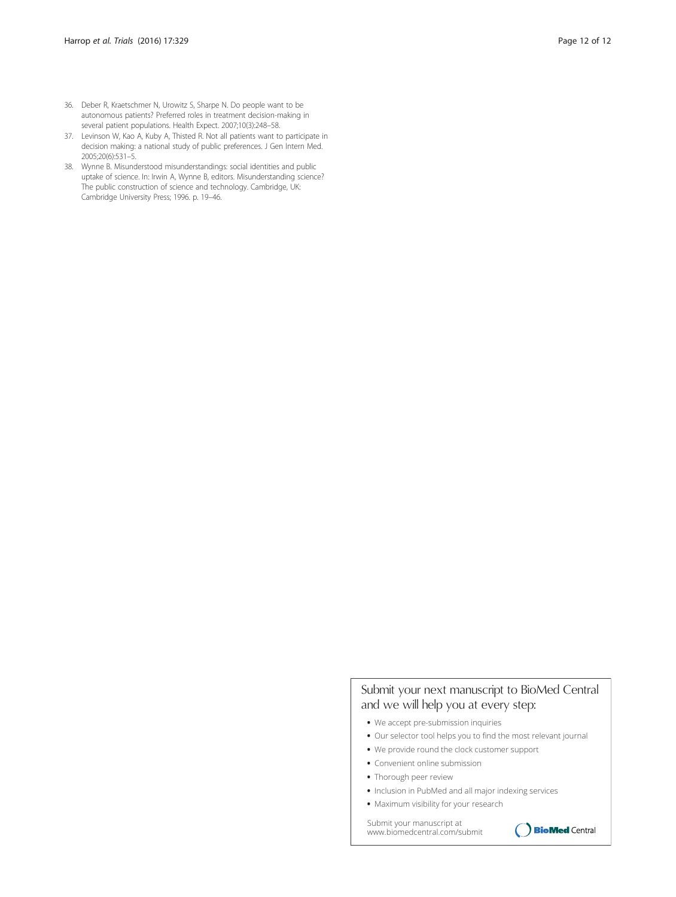36. Deber R, Kraetschmer N, Urowitz S, Sharpe N. Do people want to be autonomous patients? Preferred roles in treatment decision-making in several patient populations. Health Expect. 2007;10(3):248–58.
37. Levinson W, Kao A, Kuby A, Thisted R. Not all patients want to participate in decision making: a national study of public preferences. J Gen Intern Med. 2005;20(6):531–5.
38. Wynne B. Misunderstood misunderstandings: social identities and public uptake of science. In: Irwin A, Wynne B, editors. Misunderstanding science? The public construction of science and technology. Cambridge, UK: Cambridge University Press; 1996. p. 19–46.

Submit your next manuscript to BioMed Central and we will help you at every step:

- We accept pre-submission inquiries
- Our selector tool helps you to find the most relevant journal
- We provide round the clock customer support
- Convenient online submission
- Thorough peer review
- Inclusion in PubMed and all major indexing services
- Maximum visibility for your research

Submit your manuscript at
www.biomedcentral.com/submit

BioMed Central